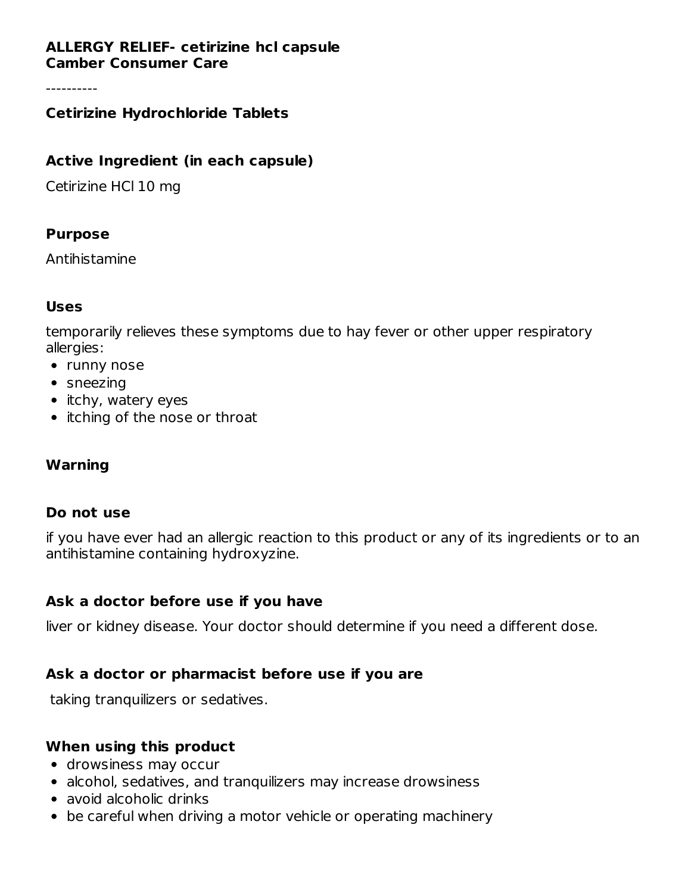**ALLERGY RELIEF- cetirizine hcl capsule**
**Camber Consumer Care**

----------

### Cetirizine Hydrochloride Tablets

### Active Ingredient (in each capsule)

Cetirizine HCl 10 mg

### Purpose

Antihistamine

### Uses

temporarily relieves these symptoms due to hay fever or other upper respiratory allergies:

- runny nose
- sneezing
- itchy, watery eyes
- itching of the nose or throat

### Warning

### Do not use

if you have ever had an allergic reaction to this product or any of its ingredients or to an antihistamine containing hydroxyzine.

### Ask a doctor before use if you have

liver or kidney disease. Your doctor should determine if you need a different dose.

### Ask a doctor or pharmacist before use if you are

taking tranquilizers or sedatives.

### When using this product

- drowsiness may occur
- alcohol, sedatives, and tranquilizers may increase drowsiness
- avoid alcoholic drinks
- be careful when driving a motor vehicle or operating machinery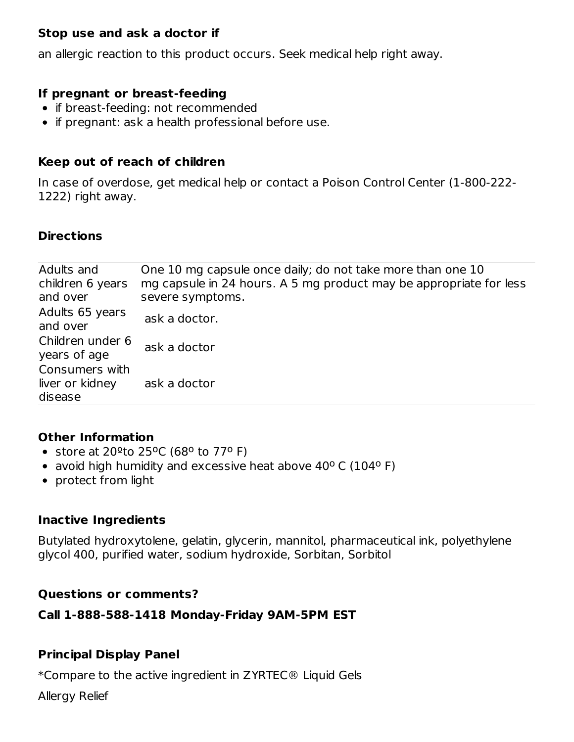**Stop use and ask a doctor if**

an allergic reaction to this product occurs. Seek medical help right away.

**If pregnant or breast-feeding**

- if breast-feeding: not recommended
- if pregnant: ask a health professional before use.

**Keep out of reach of children**

In case of overdose, get medical help or contact a Poison Control Center (1-800-222-1222) right away.

**Directions**

| | |
|---|---|
| Adults and children 6 years and over | One 10 mg capsule once daily; do not take more than one 10 mg capsule in 24 hours. A 5 mg product may be appropriate for less severe symptoms. |
| Adults 65 years and over | ask a doctor. |
| Children under 6 years of age | ask a doctor |
| Consumers with liver or kidney disease | ask a doctor |

**Other Information**

- store at 20ºto 25ºC (68º to 77º F)
- avoid high humidity and excessive heat above 40º C (104º F)
- protect from light

**Inactive Ingredients**

Butylated hydroxytolene, gelatin, glycerin, mannitol, pharmaceutical ink, polyethylene glycol 400, purified water, sodium hydroxide, Sorbitan, Sorbitol

**Questions or comments?**

**Call 1-888-588-1418 Monday-Friday 9AM-5PM EST**

**Principal Display Panel**

*Compare to the active ingredient in ZYRTEC® Liquid Gels

Allergy Relief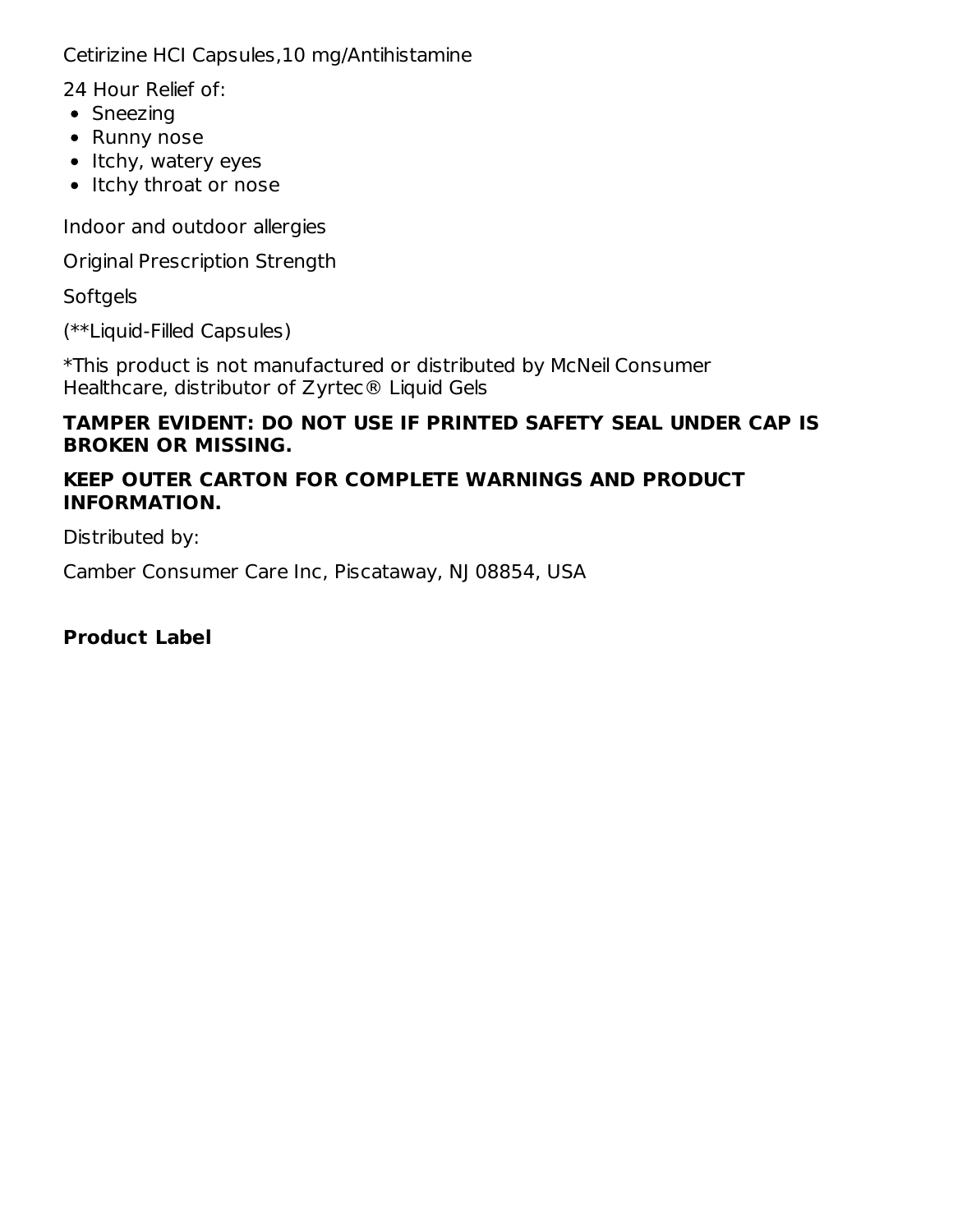Cetirizine HCl Capsules,10 mg/Antihistamine

24 Hour Relief of:

- Sneezing
- Runny nose
- Itchy, watery eyes
- Itchy throat or nose

Indoor and outdoor allergies

Original Prescription Strength

Softgels

(**Liquid-Filled Capsules)

*This product is not manufactured or distributed by McNeil Consumer Healthcare, distributor of Zyrtec® Liquid Gels

**TAMPER EVIDENT: DO NOT USE IF PRINTED SAFETY SEAL UNDER CAP IS BROKEN OR MISSING.**

**KEEP OUTER CARTON FOR COMPLETE WARNINGS AND PRODUCT INFORMATION.**

Distributed by:

Camber Consumer Care Inc, Piscataway, NJ 08854, USA

**Product Label**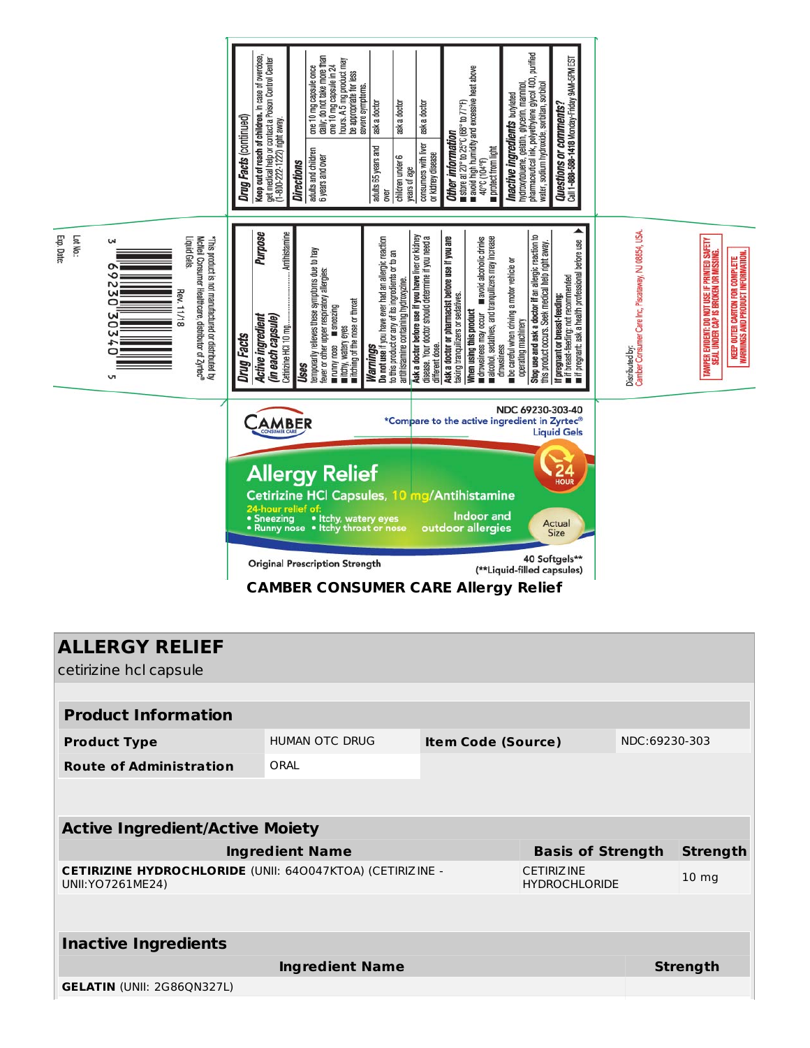**Drug Facts (continued)**

**Keep out of reach of children.** In case of overdose, get medical help or contact a Poison Control Center (1-800-222-1222) right away.

**Directions**

| | |
|---|---|
| adults and children 6 years and over | one 10 mg capsule once daily; do not take more than one 10 mg capsule in 24 hours. A 5 mg product may be appropriate for less severe symptoms. |
| adults 65 years and over | ask a doctor |
| children under 6 years of age | ask a doctor |
| consumers with liver or kidney disease | ask a doctor |

**Other information**

- store at 20° to 25°C (68° to 77°F)
- avoid high humidity and excessive heat above 40°C (104°F)
- protect from light

**Inactive ingredients** butylated hydroxytoluene, gelatin, glycerin, mannitol, pharmaceutical ink, polyethylene glycol 400, purified water, sodium hydroxide, sorbitan, sorbitol

**Questions or comments?** Call 1-888-588-1418 Monday-Friday 9AM-5PM EST

**Drug Facts**

| Active ingredient (in each capsule) | Purpose |
|---|---|
| Cetirizine HCl 10 mg | Antihistamine |

**Uses**

temporarily relieves these symptoms due to hay fever or other upper respiratory allergies:

- runny nose
- sneezing
- itchy, watery eyes
- itching of the nose or throat

**Warnings**

**Do not use** if you have ever had an allergic reaction to this product or any of its ingredients or to an antihistamine containing hydroxyzine.

**Ask a doctor before use if you have** liver or kidney disease. Your doctor should determine if you need a different dose.

**Ask a doctor or pharmacist before use if you are** taking tranquilizers or sedatives.

**When using this product**

- drowsiness may occur
- avoid alcoholic drinks
- alcohol, sedatives, and tranquilizers may increase drowsiness
- be careful when driving a motor vehicle or operating machinery

**Stop use and ask a doctor if** an allergic reaction to this product occurs. Seek medical help right away.

**If pregnant or breast-feeding:**

- if breast-feeding: not recommended
- if pregnant: ask a health professional before use

*This product is not manufactured or distributed by McNeil Consumer Healthcare, distributor of Zyrtec® Liquid Gels

Rev. 11/18

3 69230 30340 5

Lot No:

Exp. Date:

Distributed by:
Camber Consumer Care Inc, Piscataway, NJ 08854, USA.

TAMPER EVIDENT: DO NOT USE IF PRINTED SAFETY SEAL UNDER CAP IS BROKEN OR MISSING.

KEEP OUTER CARTON FOR COMPLETE WARNINGS AND PRODUCT INFORMATION.

CAMBER CONSUMER CARE

NDC 69230-303-40

*Compare to the active ingredient in Zyrtec® Liquid Gels

**Allergy Relief**

Cetirizine HCl Capsules, 10 mg/Antihistamine

24 HOUR

24-hour relief of:

- Sneezing
- Runny nose
- Itchy, watery eyes
- Itchy throat or nose

Indoor and outdoor allergies

Actual Size

Original Prescription Strength

40 Softgels**
(**Liquid-filled capsules)

**CAMBER CONSUMER CARE Allergy Relief**

## ALLERGY RELIEF

cetirizine hcl capsule

| Product Information | | | |
|---|---|---|---|
| **Product Type** | HUMAN OTC DRUG | **Item Code (Source)** | NDC:69230-303 |
| **Route of Administration** | ORAL | | |

| Active Ingredient/Active Moiety | | |
|---|---|---|
| **Ingredient Name** | **Basis of Strength** | **Strength** |
| **CETIRIZINE HYDROCHLORIDE** (UNII: 64O047KTOA) (CETIRIZINE - UNII:YO7261ME24) | CETIRIZINE HYDROCHLORIDE | 10 mg |

| Inactive Ingredients | |
|---|---|
| **Ingredient Name** | **Strength** |
| **GELATIN** (UNII: 2G86QN327L) | |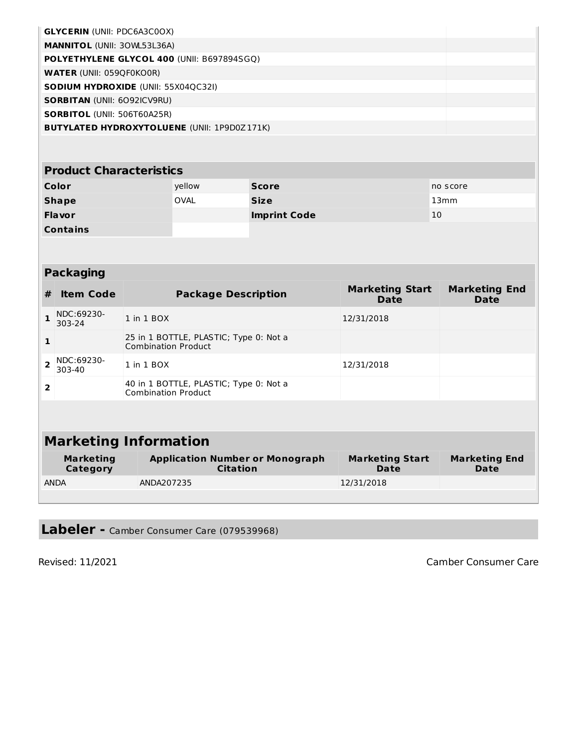| | |
|---|---|
| **GLYCERIN** (UNII: PDC6A3C0OX) | |
| **MANNITOL** (UNII: 3OWL53L36A) | |
| **POLYETHYLENE GLYCOL 400** (UNII: B697894SGQ) | |
| **WATER** (UNII: 059QF0KO0R) | |
| **SODIUM HYDROXIDE** (UNII: 55X04QC32I) | |
| **SORBITAN** (UNII: 6O92ICV9RU) | |
| **SORBITOL** (UNII: 506T60A25R) | |
| **BUTYLATED HYDROXYTOLUENE** (UNII: 1P9D0Z171K) | |

| Product Characteristics | | | |
|---|---|---|---|
| **Color** | yellow | **Score** | no score |
| **Shape** | OVAL | **Size** | 13mm |
| **Flavor** | | **Imprint Code** | 10 |
| **Contains** | | | |

## Packaging

| # | Item Code | Package Description | Marketing Start Date | Marketing End Date |
|---|---|---|---|---|
| 1 | NDC:69230-303-24 | 1 in 1 BOX | 12/31/2018 | |
| 1 | | 25 in 1 BOTTLE, PLASTIC; Type 0: Not a Combination Product | | |
| 2 | NDC:69230-303-40 | 1 in 1 BOX | 12/31/2018 | |
| 2 | | 40 in 1 BOTTLE, PLASTIC; Type 0: Not a Combination Product | | |

## Marketing Information

| Marketing Category | Application Number or Monograph Citation | Marketing Start Date | Marketing End Date |
|---|---|---|---|
| ANDA | ANDA207235 | 12/31/2018 | |

**Labeler -** Camber Consumer Care (079539968)

Revised: 11/2021

Camber Consumer Care